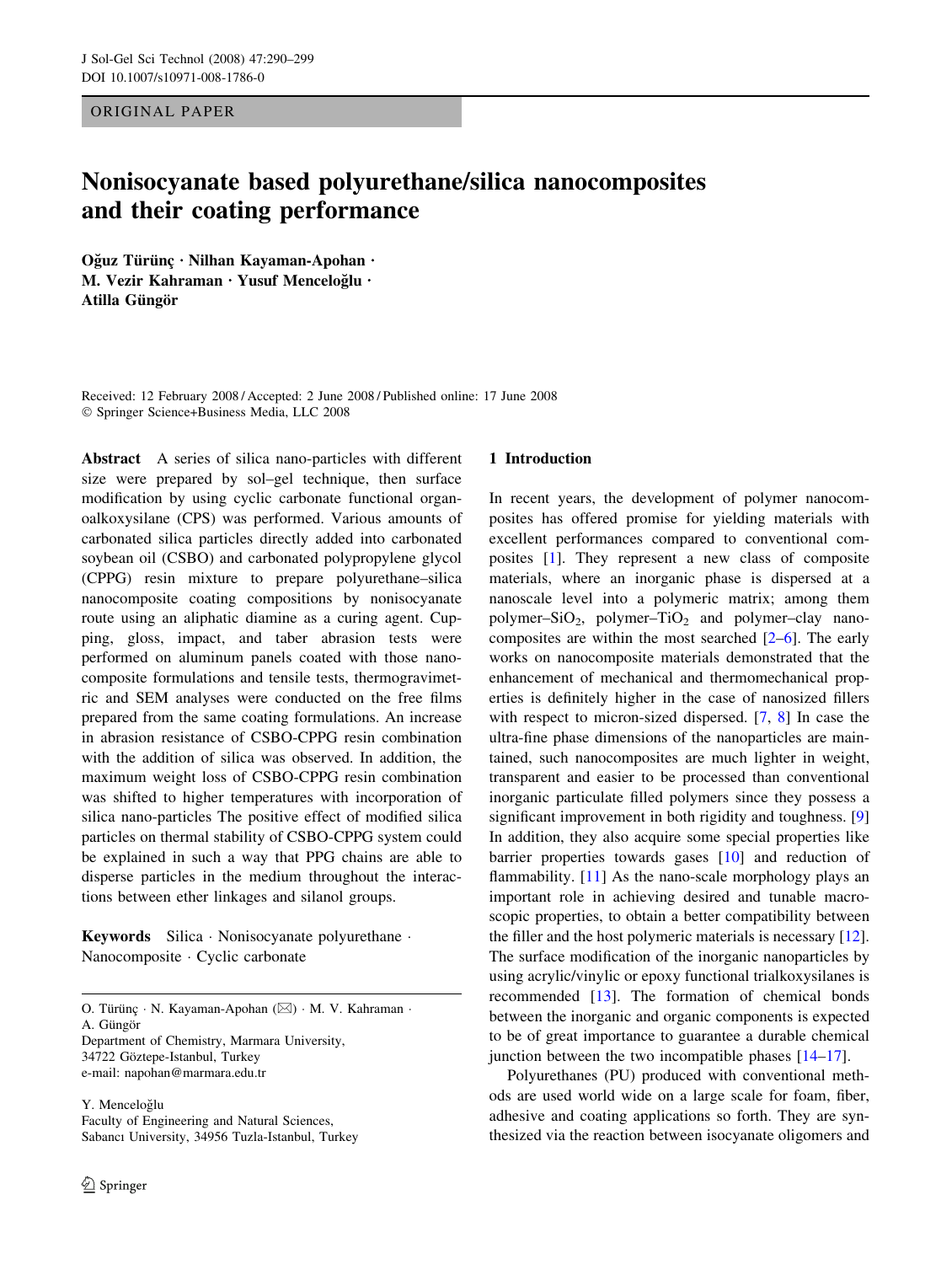ORIGINAL PAPER

# Nonisocyanate based polyurethane/silica nanocomposites and their coating performance

**Oğuz Türünç · Nilhan Kayaman-Apohan · M. Vezir Kahraman · Yusuf Menceloğlu · Atilla Güngör**

Received: 12 February 2008 / Accepted: 2 June 2008 / Published online: 17 June 2008
© Springer Science+Business Media, LLC 2008

**Abstract** A series of silica nano-particles with different size were prepared by sol–gel technique, then surface modification by using cyclic carbonate functional organoalkoxysilane (CPS) was performed. Various amounts of carbonated silica particles directly added into carbonated soybean oil (CSBO) and carbonated polypropylene glycol (CPPG) resin mixture to prepare polyurethane–silica nanocomposite coating compositions by nonisocyanate route using an aliphatic diamine as a curing agent. Cupping, gloss, impact, and taber abrasion tests were performed on aluminum panels coated with those nanocomposite formulations and tensile tests, thermogravimetric and SEM analyses were conducted on the free films prepared from the same coating formulations. An increase in abrasion resistance of CSBO-CPPG resin combination with the addition of silica was observed. In addition, the maximum weight loss of CSBO-CPPG resin combination was shifted to higher temperatures with incorporation of silica nano-particles The positive effect of modified silica particles on thermal stability of CSBO-CPPG system could be explained in such a way that PPG chains are able to disperse particles in the medium throughout the interactions between ether linkages and silanol groups.

**Keywords** Silica · Nonisocyanate polyurethane · Nanocomposite · Cyclic carbonate

O. Türünç · N. Kayaman-Apohan (✉) · M. V. Kahraman · A. Güngör
Department of Chemistry, Marmara University, 34722 Göztepe-Istanbul, Turkey
e-mail: napohan@marmara.edu.tr

Y. Menceloğlu
Faculty of Engineering and Natural Sciences, Sabancı University, 34956 Tuzla-Istanbul, Turkey

## 1 Introduction

In recent years, the development of polymer nanocomposites has offered promise for yielding materials with excellent performances compared to conventional composites [1]. They represent a new class of composite materials, where an inorganic phase is dispersed at a nanoscale level into a polymeric matrix; among them polymer–$SiO_2$, polymer–$TiO_2$ and polymer–clay nanocomposites are within the most searched [2–6]. The early works on nanocomposite materials demonstrated that the enhancement of mechanical and thermomechanical properties is definitely higher in the case of nanosized fillers with respect to micron-sized dispersed. [7, 8] In case the ultra-fine phase dimensions of the nanoparticles are maintained, such nanocomposites are much lighter in weight, transparent and easier to be processed than conventional inorganic particulate filled polymers since they possess a significant improvement in both rigidity and toughness. [9] In addition, they also acquire some special properties like barrier properties towards gases [10] and reduction of flammability. [11] As the nano-scale morphology plays an important role in achieving desired and tunable macroscopic properties, to obtain a better compatibility between the filler and the host polymeric materials is necessary [12]. The surface modification of the inorganic nanoparticles by using acrylic/vinylic or epoxy functional trialkoxysilanes is recommended [13]. The formation of chemical bonds between the inorganic and organic components is expected to be of great importance to guarantee a durable chemical junction between the two incompatible phases [14–17].

Polyurethanes (PU) produced with conventional methods are used world wide on a large scale for foam, fiber, adhesive and coating applications so forth. They are synthesized via the reaction between isocyanate oligomers and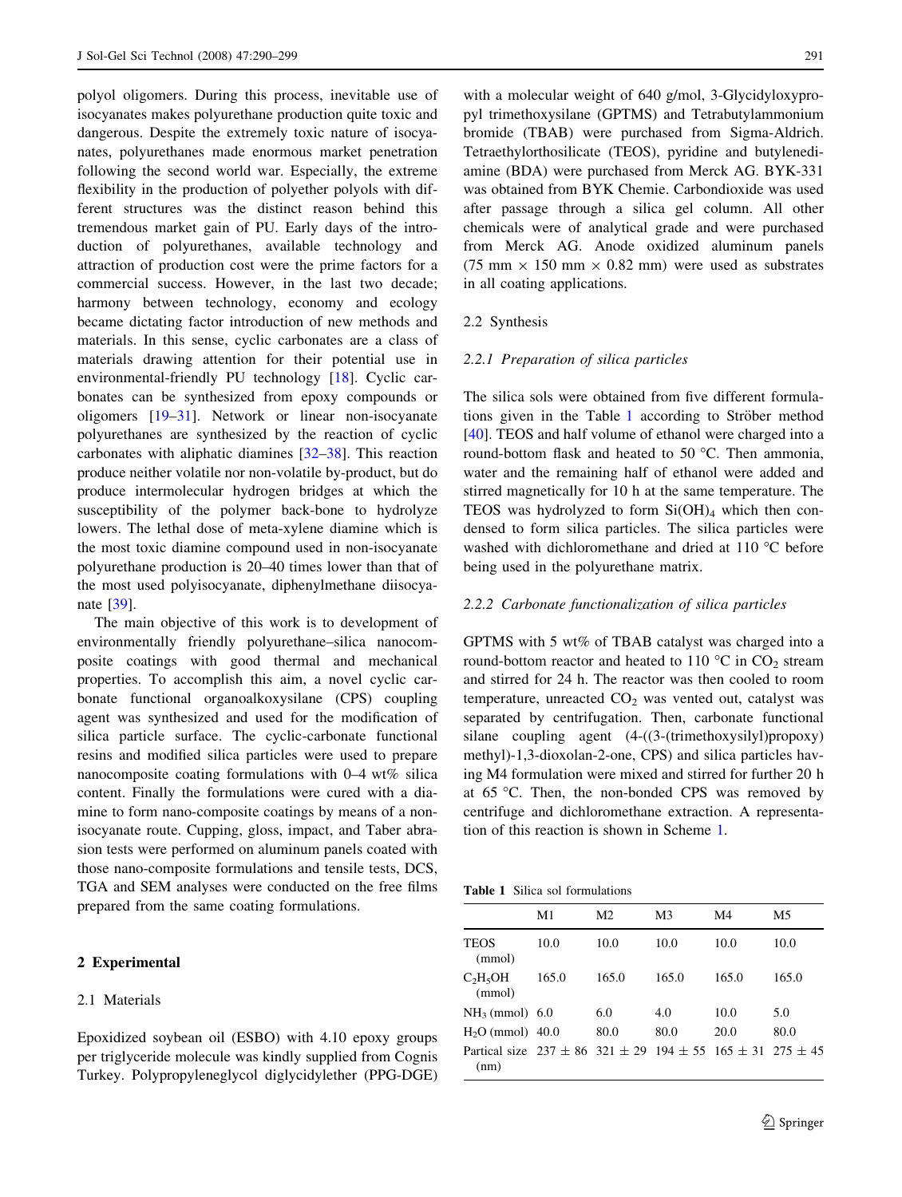polyol oligomers. During this process, inevitable use of isocyanates makes polyurethane production quite toxic and dangerous. Despite the extremely toxic nature of isocyanates, polyurethanes made enormous market penetration following the second world war. Especially, the extreme flexibility in the production of polyether polyols with different structures was the distinct reason behind this tremendous market gain of PU. Early days of the introduction of polyurethanes, available technology and attraction of production cost were the prime factors for a commercial success. However, in the last two decade; harmony between technology, economy and ecology became dictating factor introduction of new methods and materials. In this sense, cyclic carbonates are a class of materials drawing attention for their potential use in environmental-friendly PU technology [18]. Cyclic carbonates can be synthesized from epoxy compounds or oligomers [19–31]. Network or linear non-isocyanate polyurethanes are synthesized by the reaction of cyclic carbonates with aliphatic diamines [32–38]. This reaction produce neither volatile nor non-volatile by-product, but do produce intermolecular hydrogen bridges at which the susceptibility of the polymer back-bone to hydrolyze lowers. The lethal dose of meta-xylene diamine which is the most toxic diamine compound used in non-isocyanate polyurethane production is 20–40 times lower than that of the most used polyisocyanate, diphenylmethane diisocyanate [39].

The main objective of this work is to development of environmentally friendly polyurethane–silica nanocomposite coatings with good thermal and mechanical properties. To accomplish this aim, a novel cyclic carbonate functional organoalkoxysilane (CPS) coupling agent was synthesized and used for the modification of silica particle surface. The cyclic-carbonate functional resins and modified silica particles were used to prepare nanocomposite coating formulations with 0–4 wt% silica content. Finally the formulations were cured with a diamine to form nano-composite coatings by means of a non-isocyanate route. Cupping, gloss, impact, and Taber abrasion tests were performed on aluminum panels coated with those nano-composite formulations and tensile tests, DCS, TGA and SEM analyses were conducted on the free films prepared from the same coating formulations.

## 2 Experimental

### 2.1 Materials

Epoxidized soybean oil (ESBO) with 4.10 epoxy groups per triglyceride molecule was kindly supplied from Cognis Turkey. Polypropyleneglycol diglycidylether (PPG-DGE) with a molecular weight of 640 g/mol, 3-Glycidyloxypropyl trimethoxysilane (GPTMS) and Tetrabutylammonium bromide (TBAB) were purchased from Sigma-Aldrich. Tetraethylorthosilicate (TEOS), pyridine and butylenediamine (BDA) were purchased from Merck AG. BYK-331 was obtained from BYK Chemie. Carbondioxide was used after passage through a silica gel column. All other chemicals were of analytical grade and were purchased from Merck AG. Anode oxidized aluminum panels (75 mm × 150 mm × 0.82 mm) were used as substrates in all coating applications.

### 2.2 Synthesis

#### *2.2.1 Preparation of silica particles*

The silica sols were obtained from five different formulations given in the Table 1 according to Ströber method [40]. TEOS and half volume of ethanol were charged into a round-bottom flask and heated to 50 °C. Then ammonia, water and the remaining half of ethanol were added and stirred magnetically for 10 h at the same temperature. The TEOS was hydrolyzed to form $Si(OH)_4$ which then condensed to form silica particles. The silica particles were washed with dichloromethane and dried at 110 °C before being used in the polyurethane matrix.

#### *2.2.2 Carbonate functionalization of silica particles*

GPTMS with 5 wt% of TBAB catalyst was charged into a round-bottom reactor and heated to 110 °C in $CO_2$ stream and stirred for 24 h. The reactor was then cooled to room temperature, unreacted $CO_2$ was vented out, catalyst was separated by centrifugation. Then, carbonate functional silane coupling agent (4-((3-(trimethoxysilyl)propoxy) methyl)-1,3-dioxolan-2-one, CPS) and silica particles having M4 formulation were mixed and stirred for further 20 h at 65 °C. Then, the non-bonded CPS was removed by centrifuge and dichloromethane extraction. A representation of this reaction is shown in Scheme 1.

**Table 1** Silica sol formulations

| | M1 | M2 | M3 | M4 | M5 |
|---|---|---|---|---|---|
| TEOS (mmol) | 10.0 | 10.0 | 10.0 | 10.0 | 10.0 |
| $C_2H_5OH$ (mmol) | 165.0 | 165.0 | 165.0 | 165.0 | 165.0 |
| $NH_3$ (mmol) | 6.0 | 6.0 | 4.0 | 10.0 | 5.0 |
| $H_2O$ (mmol) | 40.0 | 80.0 | 80.0 | 20.0 | 80.0 |
| Partical size (nm) | 237 ± 86 | 321 ± 29 | 194 ± 55 | 165 ± 31 | 275 ± 45 |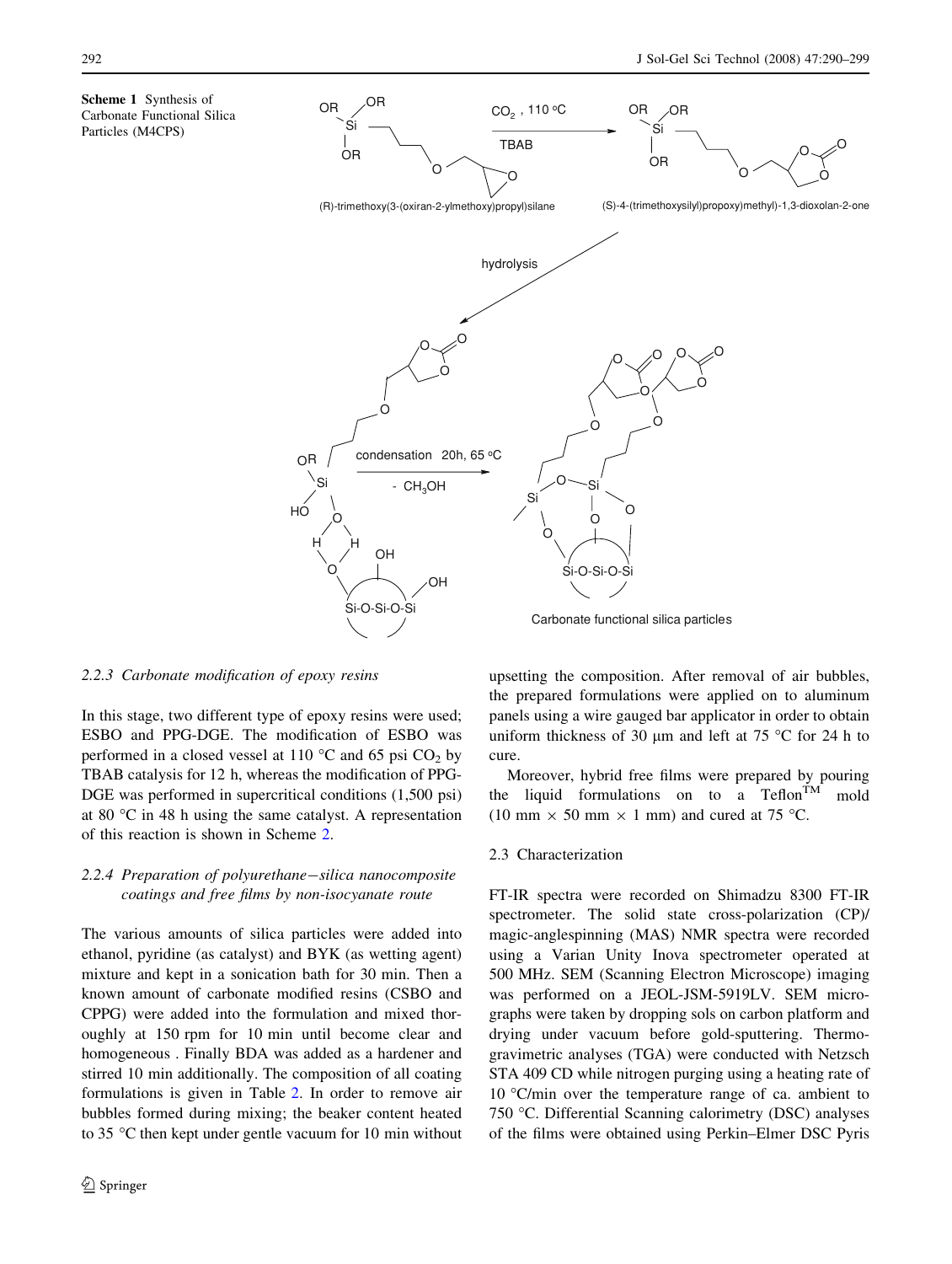**Scheme 1** Synthesis of Carbonate Functional Silica Particles (M4CPS)

#### 2.2.3 Carbonate modification of epoxy resins

In this stage, two different type of epoxy resins were used; ESBO and PPG-DGE. The modification of ESBO was performed in a closed vessel at 110 °C and 65 psi $CO_2$ by TBAB catalysis for 12 h, whereas the modification of PPG-DGE was performed in supercritical conditions (1,500 psi) at 80 °C in 48 h using the same catalyst. A representation of this reaction is shown in Scheme 2.

#### 2.2.4 Preparation of polyurethane−silica nanocomposite coatings and free films by non-isocyanate route

The various amounts of silica particles were added into ethanol, pyridine (as catalyst) and BYK (as wetting agent) mixture and kept in a sonication bath for 30 min. Then a known amount of carbonate modified resins (CSBO and CPPG) were added into the formulation and mixed thoroughly at 150 rpm for 10 min until become clear and homogeneous . Finally BDA was added as a hardener and stirred 10 min additionally. The composition of all coating formulations is given in Table 2. In order to remove air bubbles formed during mixing; the beaker content heated to 35 °C then kept under gentle vacuum for 10 min without upsetting the composition. After removal of air bubbles, the prepared formulations were applied on to aluminum panels using a wire gauged bar applicator in order to obtain uniform thickness of 30 μm and left at 75 °C for 24 h to cure.

Moreover, hybrid free films were prepared by pouring the liquid formulations on to a Teflon$^{TM}$ mold (10 mm × 50 mm × 1 mm) and cured at 75 °C.

### 2.3 Characterization

FT-IR spectra were recorded on Shimadzu 8300 FT-IR spectrometer. The solid state cross-polarization (CP)/ magic-anglespinning (MAS) NMR spectra were recorded using a Varian Unity Inova spectrometer operated at 500 MHz. SEM (Scanning Electron Microscope) imaging was performed on a JEOL-JSM-5919LV. SEM micrographs were taken by dropping sols on carbon platform and drying under vacuum before gold-sputtering. Thermogravimetric analyses (TGA) were conducted with Netzsch STA 409 CD while nitrogen purging using a heating rate of 10 °C/min over the temperature range of ca. ambient to 750 °C. Differential Scanning calorimetry (DSC) analyses of the films were obtained using Perkin–Elmer DSC Pyris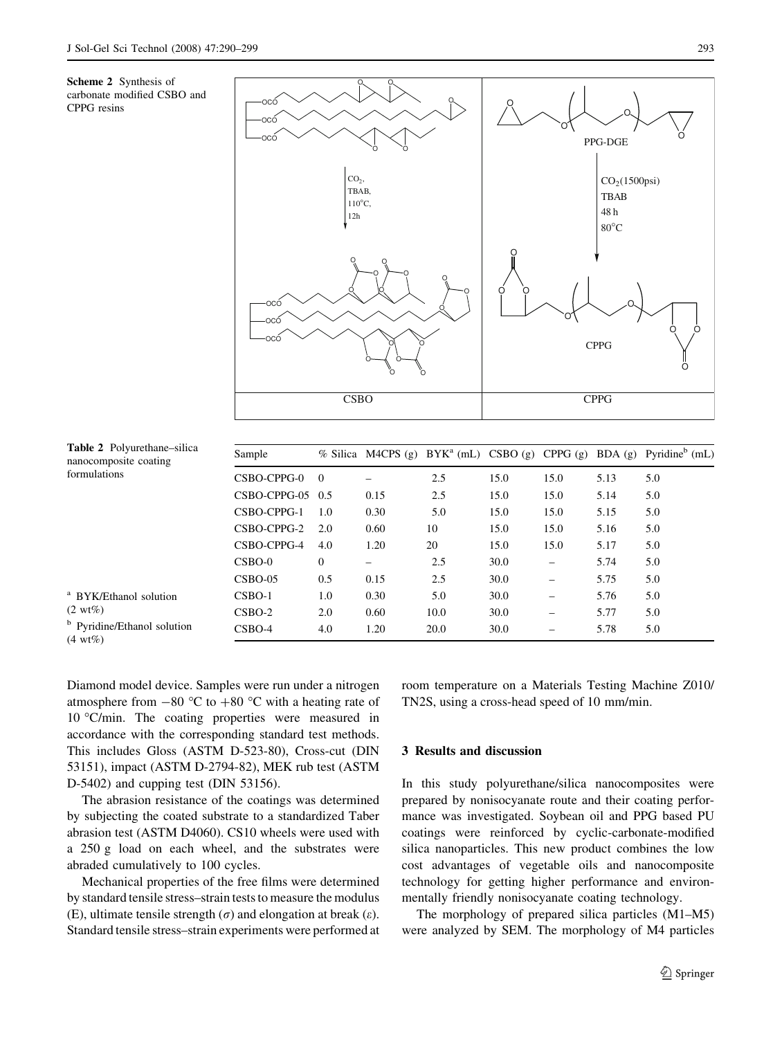**Scheme 2** Synthesis of carbonate modified CSBO and CPPG resins

**Table 2** Polyurethane–silica nanocomposite coating formulations

| Sample | % Silica | M4CPS (g) | BYK[a] (mL) | CSBO (g) | CPPG (g) | BDA (g) | Pyridine[b] (mL) |
|---|---|---|---|---|---|---|---|
| CSBO-CPPG-0 | 0 | – | 2.5 | 15.0 | 15.0 | 5.13 | 5.0 |
| CSBO-CPPG-05 | 0.5 | 0.15 | 2.5 | 15.0 | 15.0 | 5.14 | 5.0 |
| CSBO-CPPG-1 | 1.0 | 0.30 | 5.0 | 15.0 | 15.0 | 5.15 | 5.0 |
| CSBO-CPPG-2 | 2.0 | 0.60 | 10 | 15.0 | 15.0 | 5.16 | 5.0 |
| CSBO-CPPG-4 | 4.0 | 1.20 | 20 | 15.0 | 15.0 | 5.17 | 5.0 |
| CSBO-0 | 0 | – | 2.5 | 30.0 | – | 5.74 | 5.0 |
| CSBO-05 | 0.5 | 0.15 | 2.5 | 30.0 | – | 5.75 | 5.0 |
| CSBO-1 | 1.0 | 0.30 | 5.0 | 30.0 | – | 5.76 | 5.0 |
| CSBO-2 | 2.0 | 0.60 | 10.0 | 30.0 | – | 5.77 | 5.0 |
| CSBO-4 | 4.0 | 1.20 | 20.0 | 30.0 | – | 5.78 | 5.0 |

[a] BYK/Ethanol solution (2 wt%)

[b] Pyridine/Ethanol solution (4 wt%)

Diamond model device. Samples were run under a nitrogen atmosphere from −80 °C to +80 °C with a heating rate of 10 °C/min. The coating properties were measured in accordance with the corresponding standard test methods. This includes Gloss (ASTM D-523-80), Cross-cut (DIN 53151), impact (ASTM D-2794-82), MEK rub test (ASTM D-5402) and cupping test (DIN 53156).

The abrasion resistance of the coatings was determined by subjecting the coated substrate to a standardized Taber abrasion test (ASTM D4060). CS10 wheels were used with a 250 g load on each wheel, and the substrates were abraded cumulatively to 100 cycles.

Mechanical properties of the free films were determined by standard tensile stress–strain tests to measure the modulus (E), ultimate tensile strength ($\sigma$) and elongation at break ($\varepsilon$). Standard tensile stress–strain experiments were performed at room temperature on a Materials Testing Machine Z010/TN2S, using a cross-head speed of 10 mm/min.

## 3 Results and discussion

In this study polyurethane/silica nanocomposites were prepared by nonisocyanate route and their coating performance was investigated. Soybean oil and PPG based PU coatings were reinforced by cyclic-carbonate-modified silica nanoparticles. This new product combines the low cost advantages of vegetable oils and nanocomposite technology for getting higher performance and environmentally friendly nonisocyanate coating technology.

The morphology of prepared silica particles (M1–M5) were analyzed by SEM. The morphology of M4 particles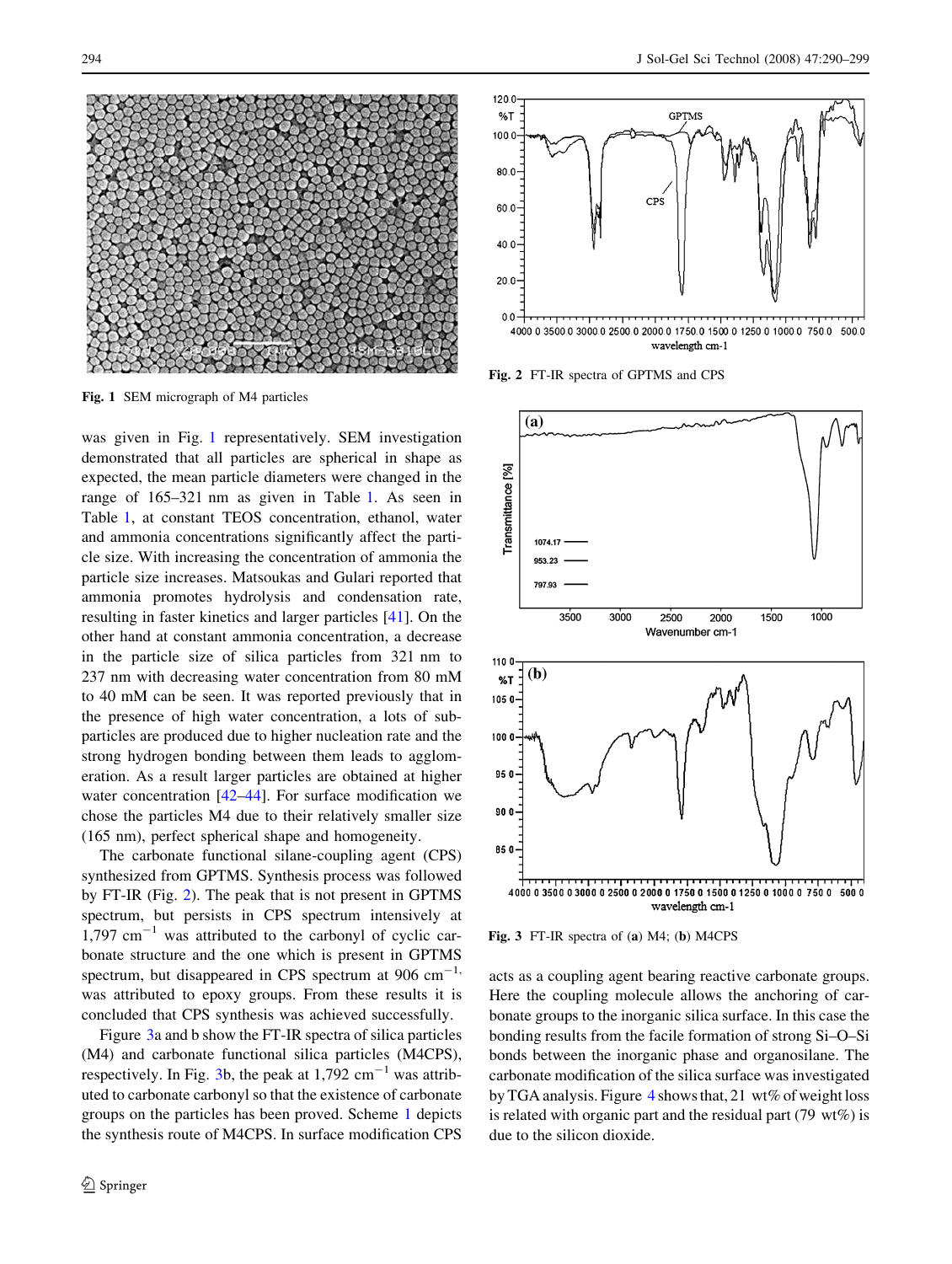Fig. 1 SEM micrograph of M4 particles

Fig. 2 FT-IR spectra of GPTMS and CPS

Fig. 3 FT-IR spectra of (a) M4; (b) M4CPS

was given in Fig. 1 representatively. SEM investigation demonstrated that all particles are spherical in shape as expected, the mean particle diameters were changed in the range of 165–321 nm as given in Table 1. As seen in Table 1, at constant TEOS concentration, ethanol, water and ammonia concentrations significantly affect the particle size. With increasing the concentration of ammonia the particle size increases. Matsoukas and Gulari reported that ammonia promotes hydrolysis and condensation rate, resulting in faster kinetics and larger particles [41]. On the other hand at constant ammonia concentration, a decrease in the particle size of silica particles from 321 nm to 237 nm with decreasing water concentration from 80 mM to 40 mM can be seen. It was reported previously that in the presence of high water concentration, a lots of subparticles are produced due to higher nucleation rate and the strong hydrogen bonding between them leads to agglomeration. As a result larger particles are obtained at higher water concentration [42–44]. For surface modification we chose the particles M4 due to their relatively smaller size (165 nm), perfect spherical shape and homogeneity.

The carbonate functional silane-coupling agent (CPS) synthesized from GPTMS. Synthesis process was followed by FT-IR (Fig. 2). The peak that is not present in GPTMS spectrum, but persists in CPS spectrum intensively at 1,797 $cm^{-1}$ was attributed to the carbonyl of cyclic carbonate structure and the one which is present in GPTMS spectrum, but disappeared in CPS spectrum at 906 $cm^{-1}$, was attributed to epoxy groups. From these results it is concluded that CPS synthesis was achieved successfully.

Figure 3a and b show the FT-IR spectra of silica particles (M4) and carbonate functional silica particles (M4CPS), respectively. In Fig. 3b, the peak at 1,792 $cm^{-1}$ was attributed to carbonate carbonyl so that the existence of carbonate groups on the particles has been proved. Scheme 1 depicts the synthesis route of M4CPS. In surface modification CPS acts as a coupling agent bearing reactive carbonate groups. Here the coupling molecule allows the anchoring of carbonate groups to the inorganic silica surface. In this case the bonding results from the facile formation of strong Si–O–Si bonds between the inorganic phase and organosilane. The carbonate modification of the silica surface was investigated by TGA analysis. Figure 4 shows that, 21 wt% of weight loss is related with organic part and the residual part (79 wt%) is due to the silicon dioxide.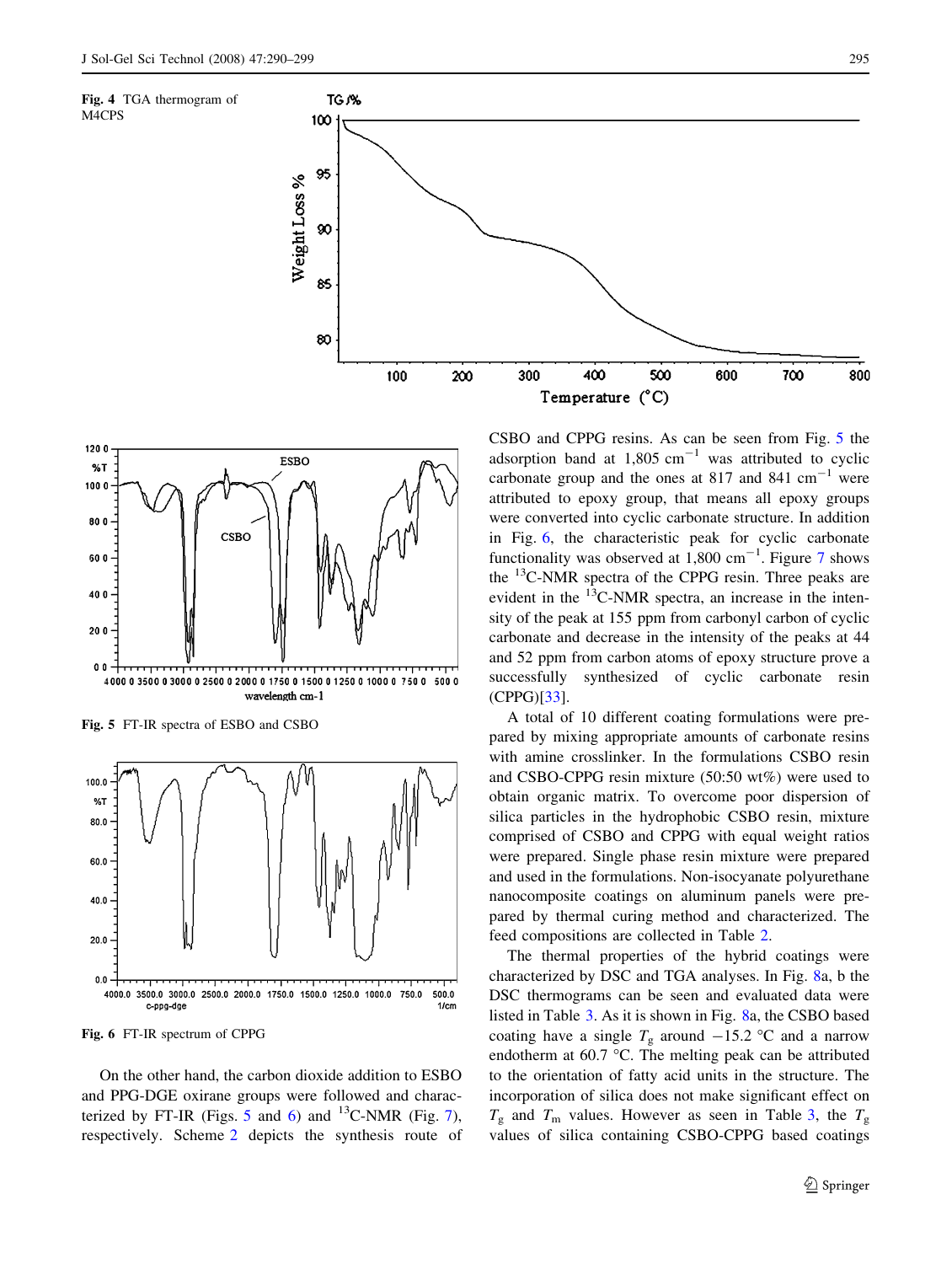Fig. 4 TGA thermogram of M4CPS

Fig. 5 FT-IR spectra of ESBO and CSBO

Fig. 6 FT-IR spectrum of CPPG

On the other hand, the carbon dioxide addition to ESBO and PPG-DGE oxirane groups were followed and characterized by FT-IR (Figs. 5 and 6) and $^{13}$C-NMR (Fig. 7), respectively. Scheme 2 depicts the synthesis route of CSBO and CPPG resins. As can be seen from Fig. 5 the adsorption band at 1,805 cm$^{-1}$ was attributed to cyclic carbonate group and the ones at 817 and 841 cm$^{-1}$ were attributed to epoxy group, that means all epoxy groups were converted into cyclic carbonate structure. In addition in Fig. 6, the characteristic peak for cyclic carbonate functionality was observed at 1,800 cm$^{-1}$. Figure 7 shows the $^{13}$C-NMR spectra of the CPPG resin. Three peaks are evident in the $^{13}$C-NMR spectra, an increase in the intensity of the peak at 155 ppm from carbonyl carbon of cyclic carbonate and decrease in the intensity of the peaks at 44 and 52 ppm from carbon atoms of epoxy structure prove a successfully synthesized of cyclic carbonate resin (CPPG)[33].

A total of 10 different coating formulations were prepared by mixing appropriate amounts of carbonate resins with amine crosslinker. In the formulations CSBO resin and CSBO-CPPG resin mixture (50:50 wt%) were used to obtain organic matrix. To overcome poor dispersion of silica particles in the hydrophobic CSBO resin, mixture comprised of CSBO and CPPG with equal weight ratios were prepared. Single phase resin mixture were prepared and used in the formulations. Non-isocyanate polyurethane nanocomposite coatings on aluminum panels were prepared by thermal curing method and characterized. The feed compositions are collected in Table 2.

The thermal properties of the hybrid coatings were characterized by DSC and TGA analyses. In Fig. 8a, b the DSC thermograms can be seen and evaluated data were listed in Table 3. As it is shown in Fig. 8a, the CSBO based coating have a single $T_g$ around −15.2 °C and a narrow endotherm at 60.7 °C. The melting peak can be attributed to the orientation of fatty acid units in the structure. The incorporation of silica does not make significant effect on $T_g$ and $T_m$ values. However as seen in Table 3, the $T_g$ values of silica containing CSBO-CPPG based coatings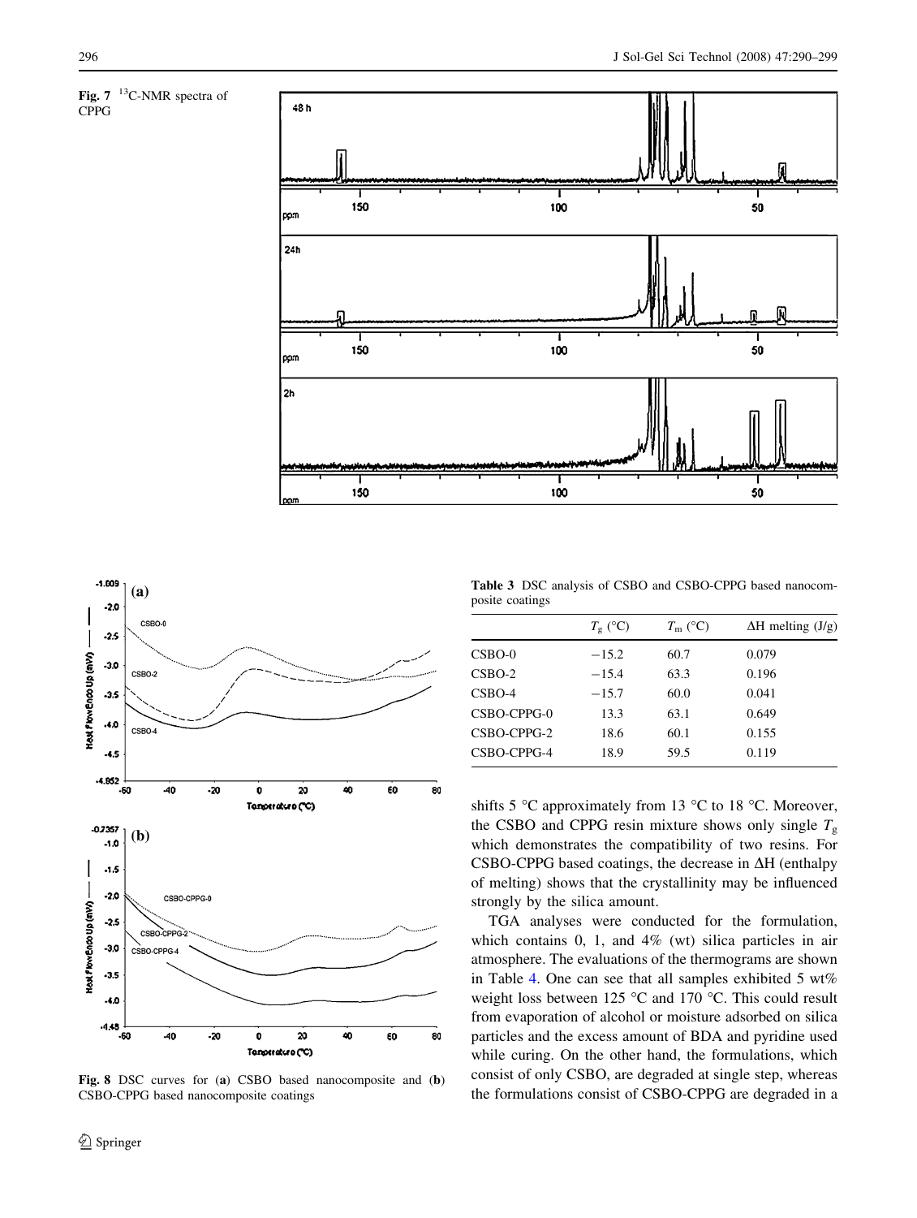Fig. 7 $^{13}$C-NMR spectra of CPPG

Fig. 8 DSC curves for (a) CSBO based nanocomposite and (b) CSBO-CPPG based nanocomposite coatings

Table 3 DSC analysis of CSBO and CSBO-CPPG based nanocomposite coatings

| | $T_g$ (°C) | $T_m$ (°C) | ΔH melting (J/g) |
|---|---|---|---|
| CSBO-0 | −15.2 | 60.7 | 0.079 |
| CSBO-2 | −15.4 | 63.3 | 0.196 |
| CSBO-4 | −15.7 | 60.0 | 0.041 |
| CSBO-CPPG-0 | 13.3 | 63.1 | 0.649 |
| CSBO-CPPG-2 | 18.6 | 60.1 | 0.155 |
| CSBO-CPPG-4 | 18.9 | 59.5 | 0.119 |

shifts 5 °C approximately from 13 °C to 18 °C. Moreover, the CSBO and CPPG resin mixture shows only single $T_g$ which demonstrates the compatibility of two resins. For CSBO-CPPG based coatings, the decrease in ΔH (enthalpy of melting) shows that the crystallinity may be influenced strongly by the silica amount.

TGA analyses were conducted for the formulation, which contains 0, 1, and 4% (wt) silica particles in air atmosphere. The evaluations of the thermograms are shown in Table 4. One can see that all samples exhibited 5 wt% weight loss between 125 °C and 170 °C. This could result from evaporation of alcohol or moisture adsorbed on silica particles and the excess amount of BDA and pyridine used while curing. On the other hand, the formulations, which consist of only CSBO, are degraded at single step, whereas the formulations consist of CSBO-CPPG are degraded in a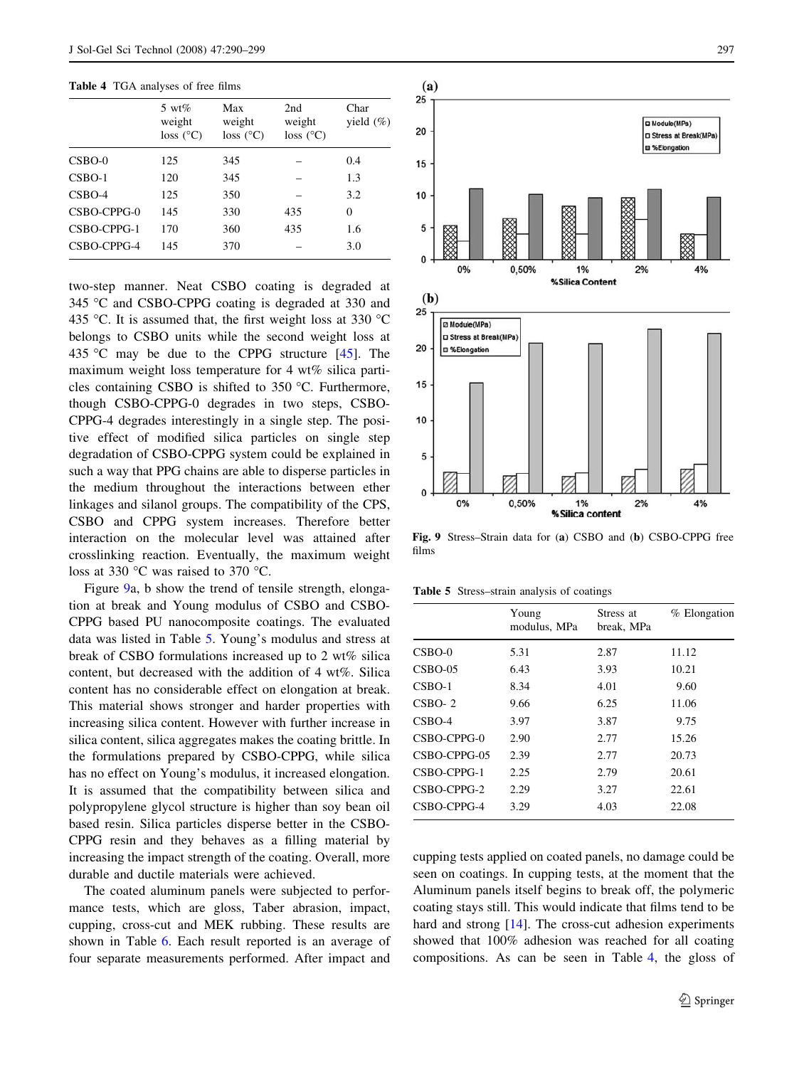**Table 4** TGA analyses of free films

| | 5 wt% weight loss (°C) | Max weight loss (°C) | 2nd weight loss (°C) | Char yield (%) |
|---|---|---|---|---|
| CSBO-0 | 125 | 345 | – | 0.4 |
| CSBO-1 | 120 | 345 | – | 1.3 |
| CSBO-4 | 125 | 350 | – | 3.2 |
| CSBO-CPPG-0 | 145 | 330 | 435 | 0 |
| CSBO-CPPG-1 | 170 | 360 | 435 | 1.6 |
| CSBO-CPPG-4 | 145 | 370 | – | 3.0 |

two-step manner. Neat CSBO coating is degraded at 345 °C and CSBO-CPPG coating is degraded at 330 and 435 °C. It is assumed that, the first weight loss at 330 °C belongs to CSBO units while the second weight loss at 435 °C may be due to the CPPG structure [45]. The maximum weight loss temperature for 4 wt% silica particles containing CSBO is shifted to 350 °C. Furthermore, though CSBO-CPPG-0 degrades in two steps, CSBO-CPPG-4 degrades interestingly in a single step. The positive effect of modified silica particles on single step degradation of CSBO-CPPG system could be explained in such a way that PPG chains are able to disperse particles in the medium throughout the interactions between ether linkages and silanol groups. The compatibility of the CPS, CSBO and CPPG system increases. Therefore better interaction on the molecular level was attained after crosslinking reaction. Eventually, the maximum weight loss at 330 °C was raised to 370 °C.

Figure 9a, b show the trend of tensile strength, elongation at break and Young modulus of CSBO and CSBO-CPPG based PU nanocomposite coatings. The evaluated data was listed in Table 5. Young's modulus and stress at break of CSBO formulations increased up to 2 wt% silica content, but decreased with the addition of 4 wt%. Silica content has no considerable effect on elongation at break. This material shows stronger and harder properties with increasing silica content. However with further increase in silica content, silica aggregates makes the coating brittle. In the formulations prepared by CSBO-CPPG, while silica has no effect on Young's modulus, it increased elongation. It is assumed that the compatibility between silica and polypropylene glycol structure is higher than soy bean oil based resin. Silica particles disperse better in the CSBO-CPPG resin and they behaves as a filling material by increasing the impact strength of the coating. Overall, more durable and ductile materials were achieved.

The coated aluminum panels were subjected to performance tests, which are gloss, Taber abrasion, impact, cupping, cross-cut and MEK rubbing. These results are shown in Table 6. Each result reported is an average of four separate measurements performed. After impact and

**Fig. 9** Stress–Strain data for (**a**) CSBO and (**b**) CSBO-CPPG free films

**Table 5** Stress–strain analysis of coatings

| | Young modulus, MPa | Stress at break, MPa | % Elongation |
|---|---|---|---|
| CSBO-0 | 5.31 | 2.87 | 11.12 |
| CSBO-05 | 6.43 | 3.93 | 10.21 |
| CSBO-1 | 8.34 | 4.01 | 9.60 |
| CSBO- 2 | 9.66 | 6.25 | 11.06 |
| CSBO-4 | 3.97 | 3.87 | 9.75 |
| CSBO-CPPG-0 | 2.90 | 2.77 | 15.26 |
| CSBO-CPPG-05 | 2.39 | 2.77 | 20.73 |
| CSBO-CPPG-1 | 2.25 | 2.79 | 20.61 |
| CSBO-CPPG-2 | 2.29 | 3.27 | 22.61 |
| CSBO-CPPG-4 | 3.29 | 4.03 | 22.08 |

cupping tests applied on coated panels, no damage could be seen on coatings. In cupping tests, at the moment that the Aluminum panels itself begins to break off, the polymeric coating stays still. This would indicate that films tend to be hard and strong [14]. The cross-cut adhesion experiments showed that 100% adhesion was reached for all coating compositions. As can be seen in Table 4, the gloss of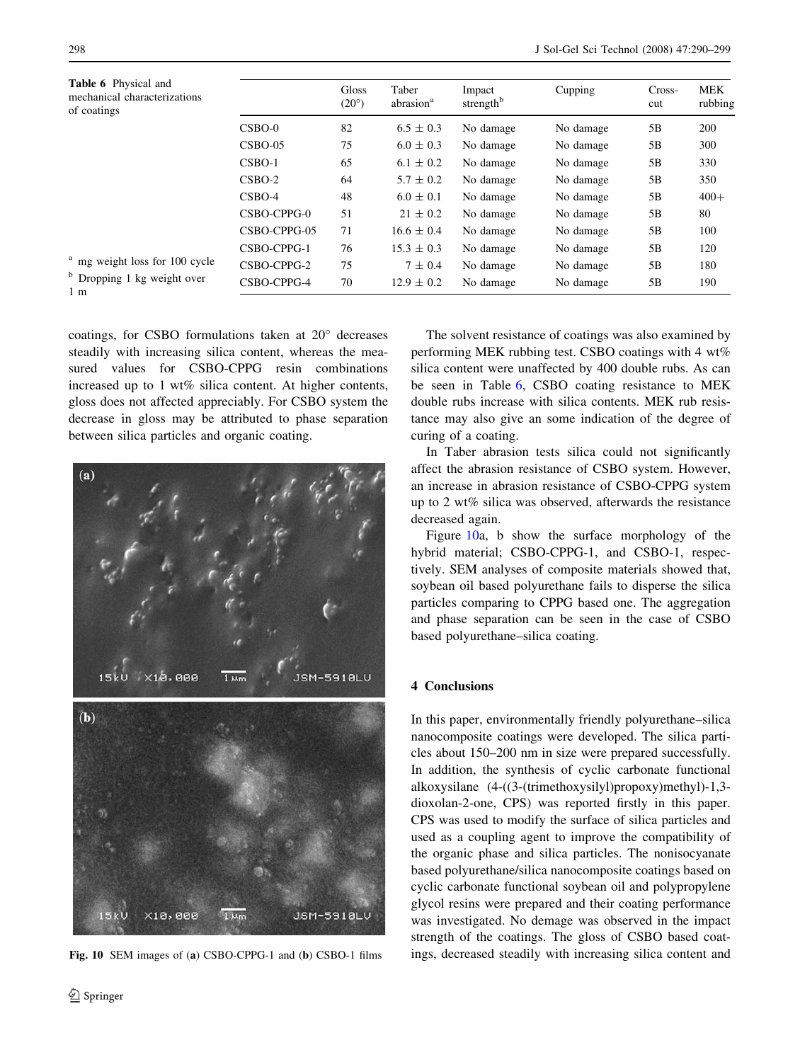**Table 6** Physical and mechanical characterizations of coatings

|  | Gloss (20°) | Taber abrasion[a] | Impact strength[b] | Cupping | Cross-cut | MEK rubbing |
|---|---|---|---|---|---|---|
| CSBO-0 | 82 | 6.5 ± 0.3 | No damage | No damage | 5B | 200 |
| CSBO-05 | 75 | 6.0 ± 0.3 | No damage | No damage | 5B | 300 |
| CSBO-1 | 65 | 6.1 ± 0.2 | No damage | No damage | 5B | 330 |
| CSBO-2 | 64 | 5.7 ± 0.2 | No damage | No damage | 5B | 350 |
| CSBO-4 | 48 | 6.0 ± 0.1 | No damage | No damage | 5B | 400+ |
| CSBO-CPPG-0 | 51 | 21 ± 0.2 | No damage | No damage | 5B | 80 |
| CSBO-CPPG-05 | 71 | 16.6 ± 0.4 | No damage | No damage | 5B | 100 |
| CSBO-CPPG-1 | 76 | 15.3 ± 0.3 | No damage | No damage | 5B | 120 |
| CSBO-CPPG-2 | 75 | 7 ± 0.4 | No damage | No damage | 5B | 180 |
| CSBO-CPPG-4 | 70 | 12.9 ± 0.2 | No damage | No damage | 5B | 190 |

[a] mg weight loss for 100 cycle

[b] Dropping 1 kg weight over 1 m

coatings, for CSBO formulations taken at 20° decreases steadily with increasing silica content, whereas the measured values for CSBO-CPPG resin combinations increased up to 1 wt% silica content. At higher contents, gloss does not affected appreciably. For CSBO system the decrease in gloss may be attributed to phase separation between silica particles and organic coating.

Fig. 10 SEM images of (**a**) CSBO-CPPG-1 and (**b**) CSBO-1 films

The solvent resistance of coatings was also examined by performing MEK rubbing test. CSBO coatings with 4 wt% silica content were unaffected by 400 double rubs. As can be seen in Table 6, CSBO coating resistance to MEK double rubs increase with silica contents. MEK rub resistance may also give an some indication of the degree of curing of a coating.

In Taber abrasion tests silica could not significantly affect the abrasion resistance of CSBO system. However, an increase in abrasion resistance of CSBO-CPPG system up to 2 wt% silica was observed, afterwards the resistance decreased again.

Figure 10a, b show the surface morphology of the hybrid material; CSBO-CPPG-1, and CSBO-1, respectively. SEM analyses of composite materials showed that, soybean oil based polyurethane fails to disperse the silica particles comparing to CPPG based one. The aggregation and phase separation can be seen in the case of CSBO based polyurethane–silica coating.

## 4 Conclusions

In this paper, environmentally friendly polyurethane–silica nanocomposite coatings were developed. The silica particles about 150–200 nm in size were prepared successfully. In addition, the synthesis of cyclic carbonate functional alkoxysilane (4-((3-(trimethoxysilyl)propoxy)methyl)-1,3-dioxolan-2-one, CPS) was reported firstly in this paper. CPS was used to modify the surface of silica particles and used as a coupling agent to improve the compatibility of the organic phase and silica particles. The nonisocyanate based polyurethane/silica nanocomposite coatings based on cyclic carbonate functional soybean oil and polypropylene glycol resins were prepared and their coating performance was investigated. No demage was observed in the impact strength of the coatings. The gloss of CSBO based coatings, decreased steadily with increasing silica content and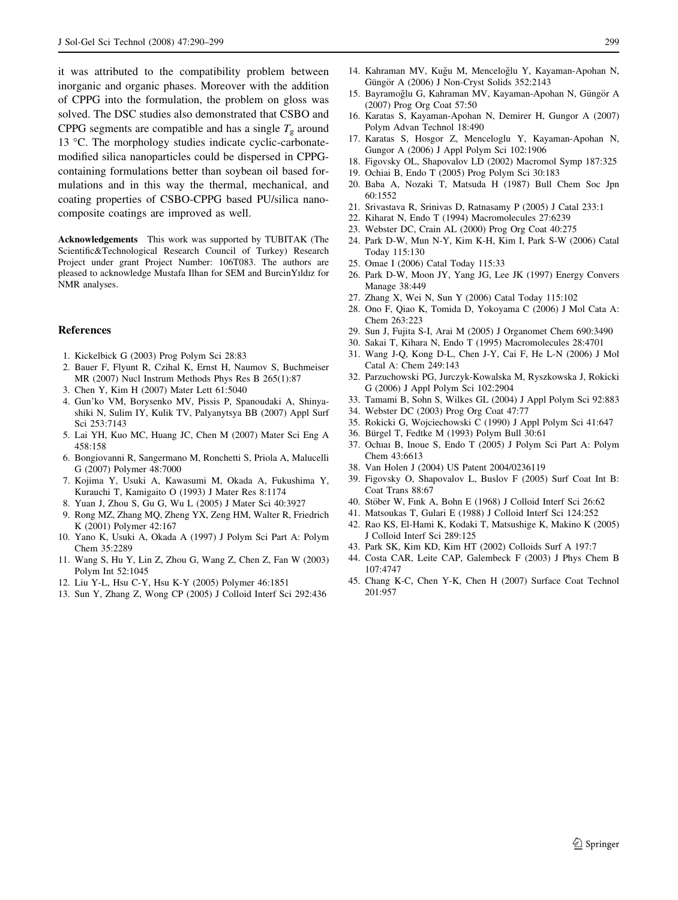it was attributed to the compatibility problem between inorganic and organic phases. Moreover with the addition of CPPG into the formulation, the problem on gloss was solved. The DSC studies also demonstrated that CSBO and CPPG segments are compatible and has a single $T_g$ around 13 °C. The morphology studies indicate cyclic-carbonate-modified silica nanoparticles could be dispersed in CPPG-containing formulations better than soybean oil based formulations and in this way the thermal, mechanical, and coating properties of CSBO-CPPG based PU/silica nanocomposite coatings are improved as well.

**Acknowledgements** This work was supported by TUBITAK (The Scientific&Technological Research Council of Turkey) Research Project under grant Project Number: 106T083. The authors are pleased to acknowledge Mustafa Ilhan for SEM and BurcinYıldız for NMR analyses.

## References

1. Kickelbick G (2003) Prog Polym Sci 28:83
2. Bauer F, Flyunt R, Czihal K, Ernst H, Naumov S, Buchmeiser MR (2007) Nucl Instrum Methods Phys Res B 265(1):87
3. Chen Y, Kim H (2007) Mater Lett 61:5040
4. Gun'ko VM, Borysenko MV, Pissis P, Spanoudaki A, Shinyashiki N, Sulim IY, Kulik TV, Palyanytsya BB (2007) Appl Surf Sci 253:7143
5. Lai YH, Kuo MC, Huang JC, Chen M (2007) Mater Sci Eng A 458:158
6. Bongiovanni R, Sangermano M, Ronchetti S, Priola A, Malucelli G (2007) Polymer 48:7000
7. Kojima Y, Usuki A, Kawasumi M, Okada A, Fukushima Y, Kurauchi T, Kamigaito O (1993) J Mater Res 8:1174
8. Yuan J, Zhou S, Gu G, Wu L (2005) J Mater Sci 40:3927
9. Rong MZ, Zhang MQ, Zheng YX, Zeng HM, Walter R, Friedrich K (2001) Polymer 42:167
10. Yano K, Usuki A, Okada A (1997) J Polym Sci Part A: Polym Chem 35:2289
11. Wang S, Hu Y, Lin Z, Zhou G, Wang Z, Chen Z, Fan W (2003) Polym Int 52:1045
12. Liu Y-L, Hsu C-Y, Hsu K-Y (2005) Polymer 46:1851
13. Sun Y, Zhang Z, Wong CP (2005) J Colloid Interf Sci 292:436
14. Kahraman MV, Kuğu M, Menceloğlu Y, Kayaman-Apohan N, Güngör A (2006) J Non-Cryst Solids 352:2143
15. Bayramoğlu G, Kahraman MV, Kayaman-Apohan N, Güngör A (2007) Prog Org Coat 57:50
16. Karatas S, Kayaman-Apohan N, Demirer H, Gungor A (2007) Polym Advan Technol 18:490
17. Karatas S, Hosgor Z, Menceloglu Y, Kayaman-Apohan N, Gungor A (2006) J Appl Polym Sci 102:1906
18. Figovsky OL, Shapovalov LD (2002) Macromol Symp 187:325
19. Ochiai B, Endo T (2005) Prog Polym Sci 30:183
20. Baba A, Nozaki T, Matsuda H (1987) Bull Chem Soc Jpn 60:1552
21. Srivastava R, Srinivas D, Ratnasamy P (2005) J Catal 233:1
22. Kiharat N, Endo T (1994) Macromolecules 27:6239
23. Webster DC, Crain AL (2000) Prog Org Coat 40:275
24. Park D-W, Mun N-Y, Kim K-H, Kim I, Park S-W (2006) Catal Today 115:130
25. Omae I (2006) Catal Today 115:33
26. Park D-W, Moon JY, Yang JG, Lee JK (1997) Energy Convers Manage 38:449
27. Zhang X, Wei N, Sun Y (2006) Catal Today 115:102
28. Ono F, Qiao K, Tomida D, Yokoyama C (2006) J Mol Cata A: Chem 263:223
29. Sun J, Fujita S-I, Arai M (2005) J Organomet Chem 690:3490
30. Sakai T, Kihara N, Endo T (1995) Macromolecules 28:4701
31. Wang J-Q, Kong D-L, Chen J-Y, Cai F, He L-N (2006) J Mol Catal A: Chem 249:143
32. Parzuchowski PG, Jurczyk-Kowalska M, Ryszkowska J, Rokicki G (2006) J Appl Polym Sci 102:2904
33. Tamami B, Sohn S, Wilkes GL (2004) J Appl Polym Sci 92:883
34. Webster DC (2003) Prog Org Coat 47:77
35. Rokicki G, Wojciechowski C (1990) J Appl Polym Sci 41:647
36. Bürgel T, Fedtke M (1993) Polym Bull 30:61
37. Ochıaı B, Inoue S, Endo T (2005) J Polym Sci Part A: Polym Chem 43:6613
38. Van Holen J (2004) US Patent 2004/0236119
39. Figovsky O, Shapovalov L, Buslov F (2005) Surf Coat Int B: Coat Trans 88:67
40. Stöber W, Fınk A, Bohn E (1968) J Colloid Interf Sci 26:62
41. Matsoukas T, Gulari E (1988) J Colloid Interf Sci 124:252
42. Rao KS, El-Hami K, Kodaki T, Matsushige K, Makino K (2005) J Colloid Interf Sci 289:125
43. Park SK, Kim KD, Kim HT (2002) Colloids Surf A 197:7
44. Costa CAR, Leite CAP, Galembeck F (2003) J Phys Chem B 107:4747
45. Chang K-C, Chen Y-K, Chen H (2007) Surface Coat Technol 201:957